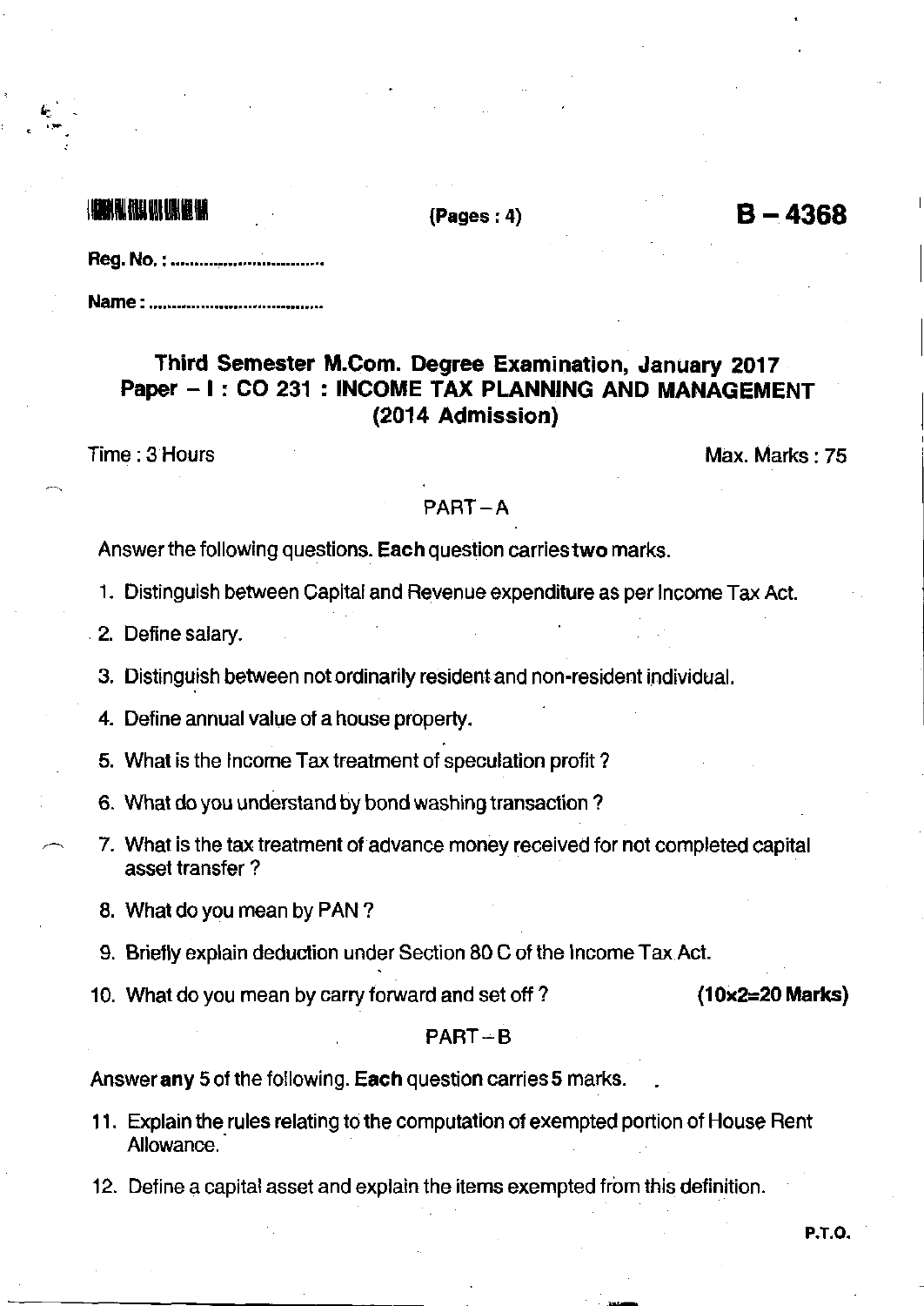(Pages : 4)

**B – 4368**

Reg. No. : ..................................

Name : ......................................

## Third Semester M.Com. Degree Examination, January 2017
## Paper – I : CO 231 : INCOME TAX PLANNING AND MANAGEMENT
## (2014 Admission)

Time : 3 Hours Max. Marks : 75

### PART – A

Answer the following questions. **Each** question carries **two** marks.

1. Distinguish between Capital and Revenue expenditure as per Income Tax Act.
2. Define salary.
3. Distinguish between not ordinarily resident and non-resident individual.
4. Define annual value of a house property.
5. What is the Income Tax treatment of speculation profit ?
6. What do you understand by bond washing transaction ?
7. What is the tax treatment of advance money received for not completed capital asset transfer ?
8. What do you mean by PAN ?
9. Briefly explain deduction under Section 80 C of the Income Tax Act.
10. What do you mean by carry forward and set off ? **(10×2=20 Marks)**

### PART – B

Answer **any** 5 of the following. **Each** question carries **5** marks.

11. Explain the rules relating to the computation of exempted portion of House Rent Allowance.
12. Define a capital asset and explain the items exempted from this definition.

P.T.O.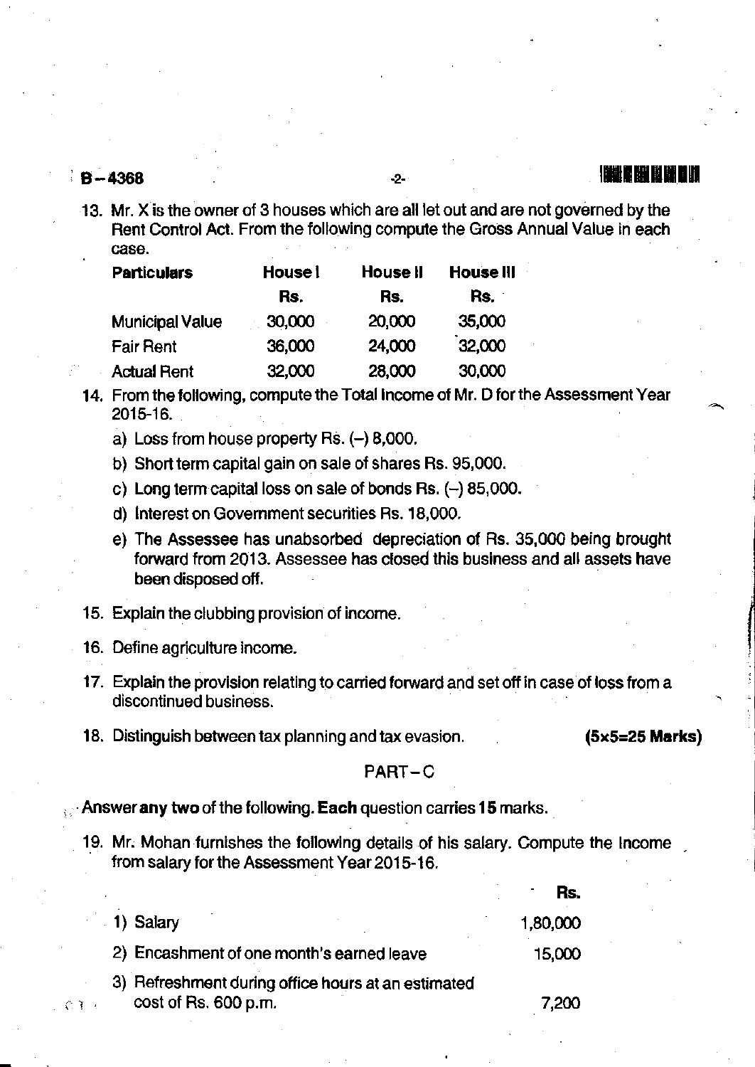13. Mr. X is the owner of 3 houses which are all let out and are not governed by the Rent Control Act. From the following compute the Gross Annual Value in each case.

| Particulars | House I | House II | House III |
|---|---|---|---|
| | Rs. | Rs. | Rs. |
| Municipal Value | 30,000 | 20,000 | 35,000 |
| Fair Rent | 36,000 | 24,000 | 32,000 |
| Actual Rent | 32,000 | 28,000 | 30,000 |

14. From the following, compute the Total Income of Mr. D for the Assessment Year 2015-16.

    a) Loss from house property Rs. (–) 8,000.

    b) Short term capital gain on sale of shares Rs. 95,000.

    c) Long term capital loss on sale of bonds Rs. (–) 85,000.

    d) Interest on Government securities Rs. 18,000.

    e) The Assessee has unabsorbed depreciation of Rs. 35,000 being brought forward from 2013. Assessee has closed this business and all assets have been disposed off.

15. Explain the clubbing provision of income.

16. Define agriculture income.

17. Explain the provision relating to carried forward and set off in case of loss from a discontinued business.

18. Distinguish between tax planning and tax evasion. **(5x5=25 Marks)**

PART – C

Answer **any two** of the following. **Each** question carries **15** marks.

19. Mr. Mohan furnishes the following details of his salary. Compute the Income from salary for the Assessment Year 2015-16.

| | Rs. |
|---|---|
| 1) Salary | 1,80,000 |
| 2) Encashment of one month's earned leave | 15,000 |
| 3) Refreshment during office hours at an estimated cost of Rs. 600 p.m. | 7,200 |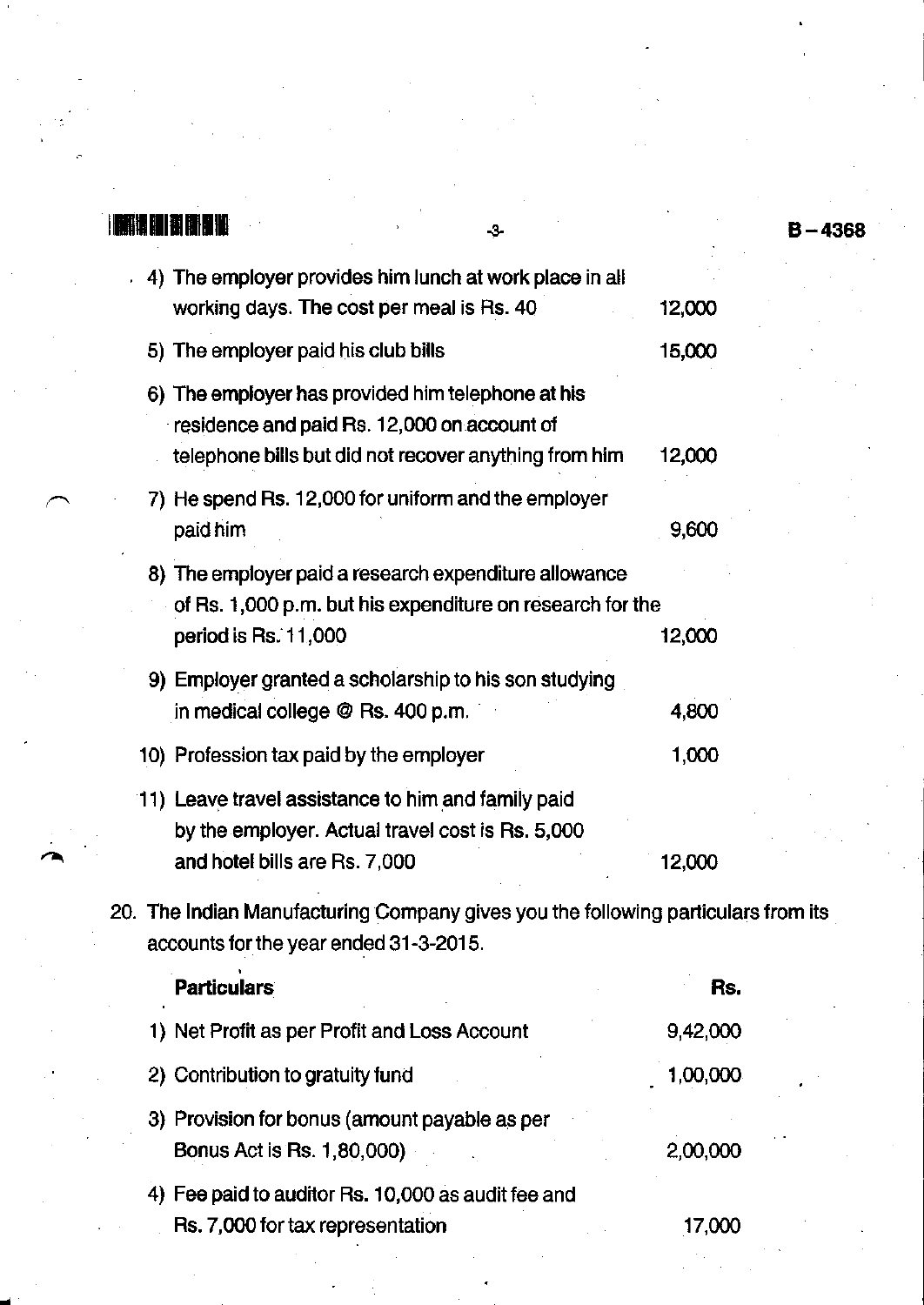| | | |
|---|---|---|
| 4) | The employer provides him lunch at work place in all working days. The cost per meal is Rs. 40 | 12,000 |
| 5) | The employer paid his club bills | 15,000 |
| 6) | The employer has provided him telephone at his residence and paid Rs. 12,000 on account of telephone bills but did not recover anything from him | 12,000 |
| 7) | He spend Rs. 12,000 for uniform and the employer paid him | 9,600 |
| 8) | The employer paid a research expenditure allowance of Rs. 1,000 p.m. but his expenditure on research for the period is Rs. 11,000 | 12,000 |
| 9) | Employer granted a scholarship to his son studying in medical college @ Rs. 400 p.m. | 4,800 |
| 10) | Profession tax paid by the employer | 1,000 |
| 11) | Leave travel assistance to him and family paid by the employer. Actual travel cost is Rs. 5,000 and hotel bills are Rs. 7,000 | 12,000 |

20. The Indian Manufacturing Company gives you the following particulars from its accounts for the year ended 31-3-2015.

| | **Particulars** | **Rs.** |
|---|---|---|
| 1) | Net Profit as per Profit and Loss Account | 9,42,000 |
| 2) | Contribution to gratuity fund | 1,00,000 |
| 3) | Provision for bonus (amount payable as per Bonus Act is Rs. 1,80,000) | 2,00,000 |
| 4) | Fee paid to auditor Rs. 10,000 as audit fee and Rs. 7,000 for tax representation | 17,000 |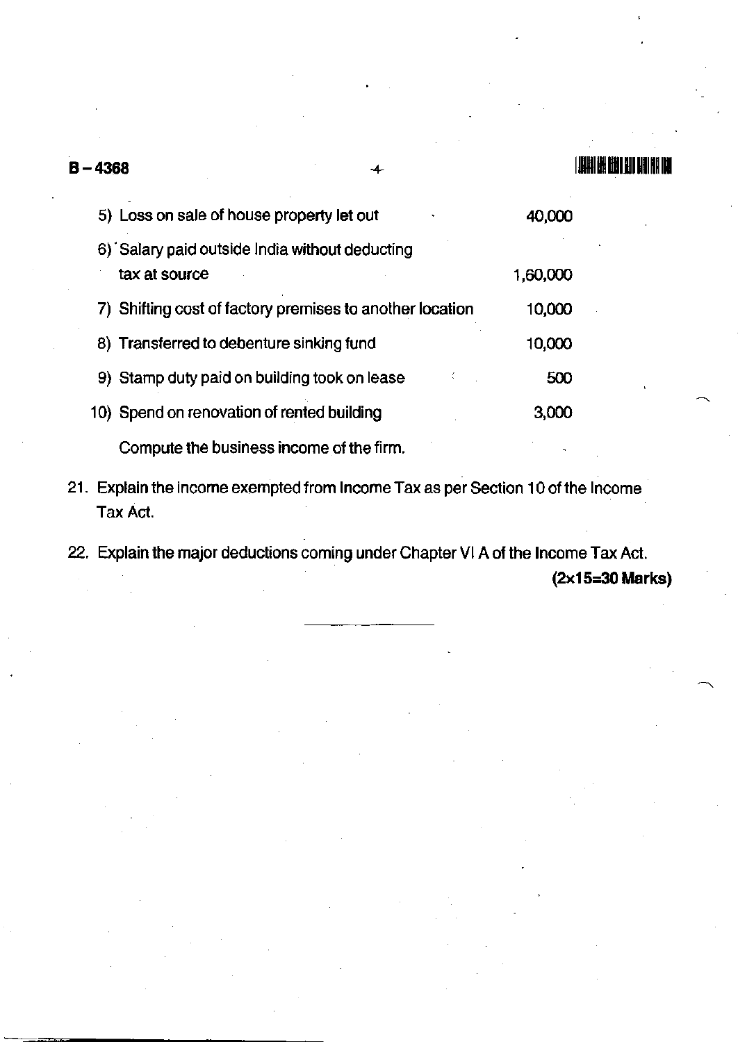| | | |
|---|---|---|
| 5) | Loss on sale of house property let out | 40,000 |
| 6) | Salary paid outside India without deducting tax at source | 1,60,000 |
| 7) | Shifting cost of factory premises to another location | 10,000 |
| 8) | Transferred to debenture sinking fund | 10,000 |
| 9) | Stamp duty paid on building took on lease | 500 |
| 10) | Spend on renovation of rented building | 3,000 |

Compute the business income of the firm.

21. Explain the income exempted from Income Tax as per Section 10 of the Income Tax Act.

22. Explain the major deductions coming under Chapter VI A of the Income Tax Act.

**(2x15=30 Marks)**